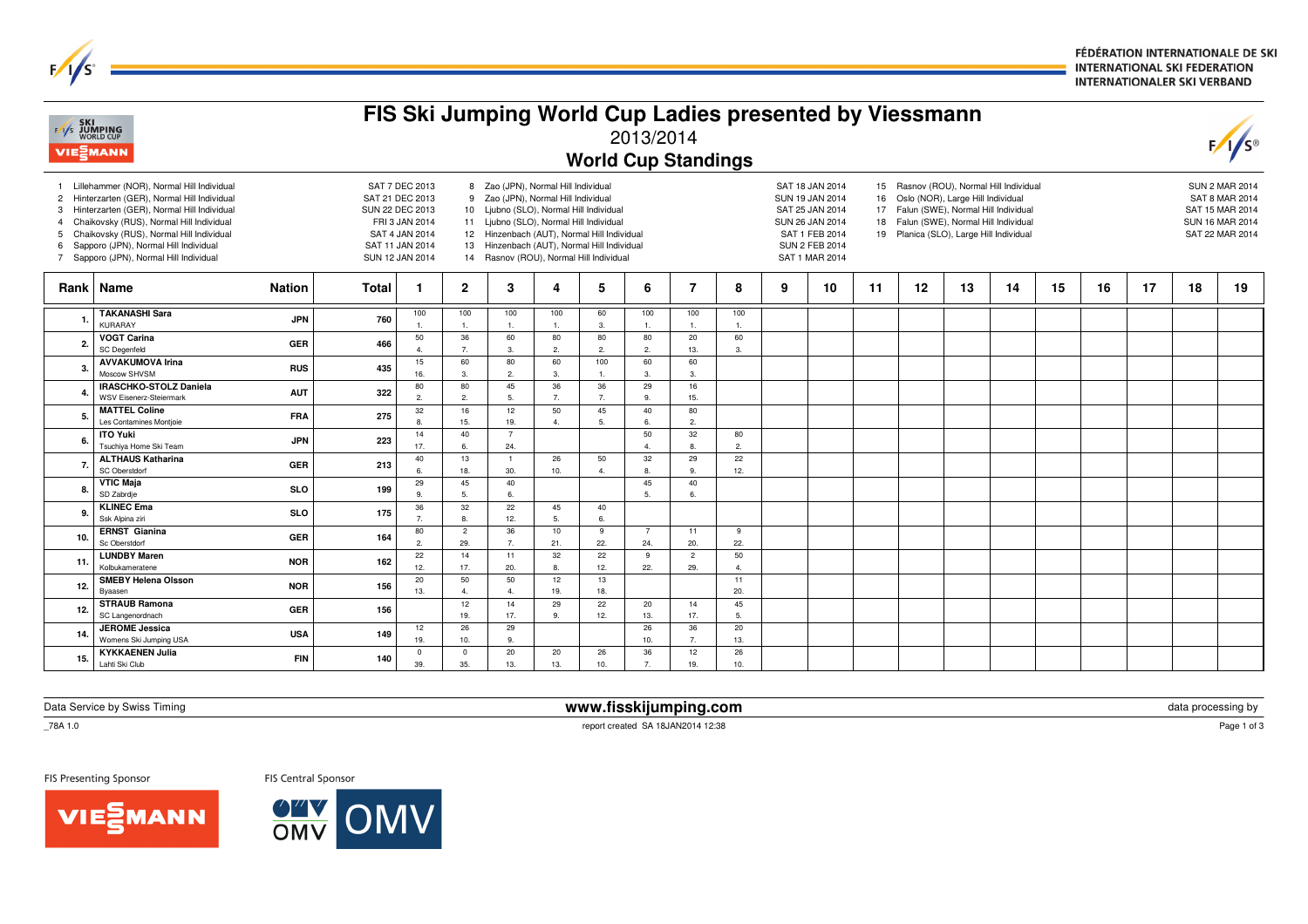# FIS Ski Jumping World Cup Ladies presented by Viessmann

## 2013/2014

## World Cup Standings

| No. | Venue | Date |
|---|---|---|
| 1 | Lillehammer (NOR), Normal Hill Individual | SAT 7 DEC 2013 |
| 2 | Hinterzarten (GER), Normal Hill Individual | SAT 21 DEC 2013 |
| 3 | Hinterzarten (GER), Normal Hill Individual | SUN 22 DEC 2013 |
| 4 | Chaikovsky (RUS), Normal Hill Individual | FRI 3 JAN 2014 |
| 5 | Chaikovsky (RUS), Normal Hill Individual | SAT 4 JAN 2014 |
| 6 | Sapporo (JPN), Normal Hill Individual | SAT 11 JAN 2014 |
| 7 | Sapporo (JPN), Normal Hill Individual | SUN 12 JAN 2014 |
| 8 | Zao (JPN), Normal Hill Individual | SAT 18 JAN 2014 |
| 9 | Zao (JPN), Normal Hill Individual | SUN 19 JAN 2014 |
| 10 | Ljubno (SLO), Normal Hill Individual | SAT 25 JAN 2014 |
| 11 | Ljubno (SLO), Normal Hill Individual | SUN 26 JAN 2014 |
| 12 | Hinzenbach (AUT), Normal Hill Individual | SAT 1 FEB 2014 |
| 13 | Hinzenbach (AUT), Normal Hill Individual | SUN 2 FEB 2014 |
| 14 | Rasnov (ROU), Normal Hill Individual | SAT 1 MAR 2014 |
| 15 | Rasnov (ROU), Normal Hill Individual | SUN 2 MAR 2014 |
| 16 | Oslo (NOR), Large Hill Individual | SAT 8 MAR 2014 |
| 17 | Falun (SWE), Normal Hill Individual | SAT 15 MAR 2014 |
| 18 | Falun (SWE), Normal Hill Individual | SUN 16 MAR 2014 |
| 19 | Planica (SLO), Large Hill Individual | SAT 22 MAR 2014 |

| Rank | Name | Nation | Total | 1 | 2 | 3 | 4 | 5 | 6 | 7 | 8 | 9 | 10 | 11 | 12 | 13 | 14 | 15 | 16 | 17 | 18 | 19 |
|---|---|---|---|---|---|---|---|---|---|---|---|---|---|---|---|---|---|---|---|---|---|---|
| 1. | **TAKANASHI Sara** KURARAY | JPN | 760 | 100 / 1. | 100 / 1. | 100 / 1. | 100 / 1. | 60 / 3. | 100 / 1. | 100 / 1. | 100 / 1. | | | | | | | | | | | |
| 2. | **VOGT Carina** SC Degenfeld | GER | 466 | 50 / 4. | 36 / 7. | 60 / 3. | 80 / 2. | 80 / 2. | 80 / 2. | 20 / 13. | 60 / 3. | | | | | | | | | | | |
| 3. | **AVVAKUMOVA Irina** Moscow SHVSM | RUS | 435 | 15 / 16. | 60 / 3. | 80 / 2. | 60 / 3. | 100 / 1. | 60 / 3. | 60 / 3. | | | | | | | | | | | | |
| 4. | **IRASCHKO-STOLZ Daniela** WSV Eisenerz-Steiermark | AUT | 322 | 80 / 2. | 80 / 2. | 45 / 5. | 36 / 7. | 36 / 7. | 29 / 9. | 16 / 15. | | | | | | | | | | | | |
| 5. | **MATTEL Coline** Les Contamines Montjoie | FRA | 275 | 32 / 8. | 16 / 15. | 12 / 19. | 50 / 4. | 45 / 5. | 40 / 6. | 80 / 2. | | | | | | | | | | | | |
| 6. | **ITO Yuki** Tsuchiya Home Ski Team | JPN | 223 | 14 / 17. | 40 / 6. | 7 / 24. | | | 50 / 4. | 32 / 8. | 80 / 2. | | | | | | | | | | | |
| 7. | **ALTHAUS Katharina** SC Oberstdorf | GER | 213 | 40 / 6. | 13 / 18. | 1 / 30. | 26 / 10. | 50 / 4. | 32 / 8. | 29 / 9. | 22 / 12. | | | | | | | | | | | |
| 8. | **VTIC Maja** SD Zabrdje | SLO | 199 | 29 / 9. | 45 / 5. | 40 / 6. | | | 45 / 5. | 40 / 6. | | | | | | | | | | | | |
| 9. | **KLINEC Ema** Ssk Alpina ziri | SLO | 175 | 36 / 7. | 32 / 8. | 22 / 12. | 45 / 5. | 40 / 6. | | | | | | | | | | | | | | |
| 10. | **ERNST Gianina** Sc Oberstdorf | GER | 164 | 80 / 2. | 2 / 29. | 36 / 7. | 10 / 21. | 9 / 22. | 7 / 24. | 11 / 20. | 9 / 22. | | | | | | | | | | | |
| 11. | **LUNDBY Maren** Kolbukameratene | NOR | 162 | 22 / 12. | 14 / 17. | 11 / 20. | 32 / 8. | 22 / 12. | 9 / 22. | 2 / 29. | 50 / 4. | | | | | | | | | | | |
| 12. | **SMEBY Helena Olsson** Byaasen | NOR | 156 | 20 / 13. | 50 / 4. | 50 / 4. | 12 / 19. | 13 / 18. | | | 11 / 20. | | | | | | | | | | | |
| 12. | **STRAUB Ramona** SC Langenordnach | GER | 156 | | 12 / 19. | 14 / 17. | 29 / 9. | 22 / 12. | 20 / 13. | 14 / 17. | 45 / 5. | | | | | | | | | | | |
| 14. | **JEROME Jessica** Womens Ski Jumping USA | USA | 149 | 12 / 19. | 26 / 10. | 29 / 9. | | | 26 / 10. | 36 / 7. | 20 / 13. | | | | | | | | | | | |
| 15. | **KYKKAENEN Julia** Lahti Ski Club | FIN | 140 | 0 / 39. | 0 / 35. | 20 / 13. | 20 / 13. | 26 / 10. | 36 / 7. | 12 / 19. | 26 / 10. | | | | | | | | | | | |

Data Service by Swiss Timing

**www.fisskijumping.com**

data processing by

_78A 1.0

report created SA 18JAN2014 12:38

FIS Presenting Sponsor

FIS Central Sponsor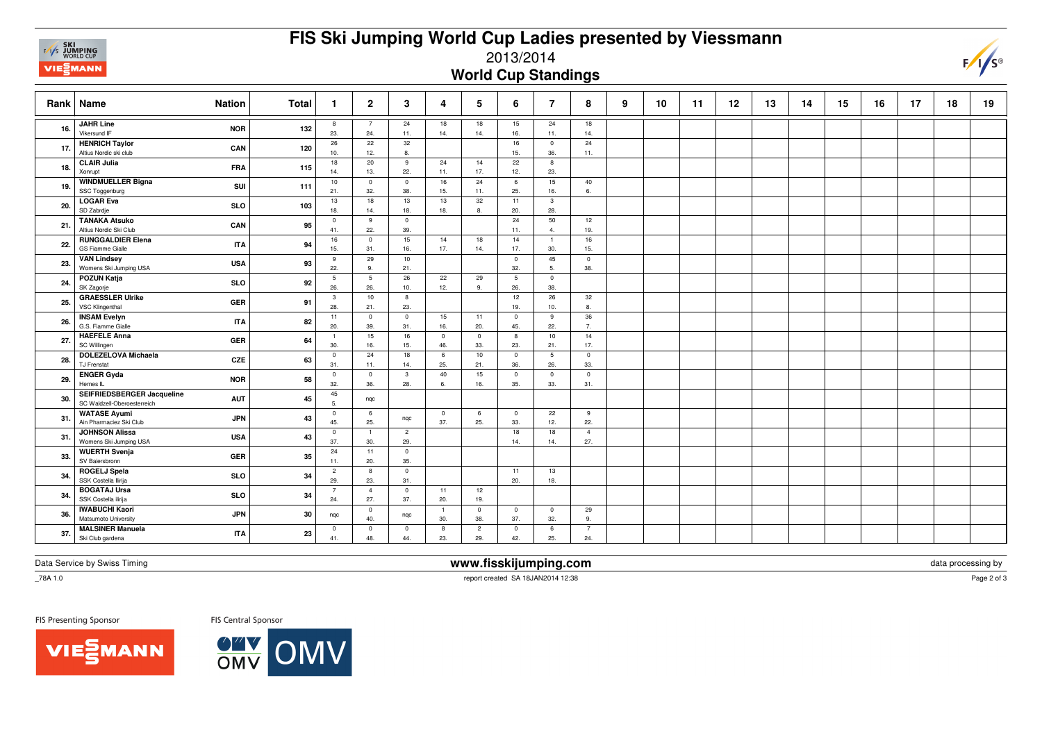# FIS Ski Jumping World Cup Ladies presented by Viessmann

2013/2014

## World Cup Standings

| Rank | Name | Nation | Total | 1 | 2 | 3 | 4 | 5 | 6 | 7 | 8 | 9 | 10 | 11 | 12 | 13 | 14 | 15 | 16 | 17 | 18 | 19 |
|---|---|---|---|---|---|---|---|---|---|---|---|---|---|---|---|---|---|---|---|---|---|---|
| 16. | **JAHR Line** Vikersund IF | NOR | 132 | 8 23. | 7 24. | 24 11. | 18 14. | 18 14. | 15 16. | 24 11. | 18 14. | | | | | | | | | | | |
| 17. | **HENRICH Taylor** Altius Nordic ski club | CAN | 120 | 26 10. | 22 12. | 32 8. | | | 16 15. | 0 36. | 24 11. | | | | | | | | | | | |
| 18. | **CLAIR Julia** Xonrupt | FRA | 115 | 18 14. | 20 13. | 9 22. | 24 11. | 14 17. | 22 12. | 8 23. | | | | | | | | | | | | |
| 19. | **WINDMUELLER Bigna** SSC Toggenburg | SUI | 111 | 10 21. | 0 32. | 0 38. | 16 15. | 24 11. | 6 25. | 15 16. | 40 6. | | | | | | | | | | | |
| 20. | **LOGAR Eva** SD Zabrdje | SLO | 103 | 13 18. | 18 14. | 13 18. | 13 18. | 32 8. | 11 20. | 3 28. | | | | | | | | | | | | |
| 21. | **TANAKA Atsuko** Altius Nordic Ski Club | CAN | 95 | 0 41. | 9 22. | 0 39. | | | 24 11. | 50 4. | 12 19. | | | | | | | | | | | |
| 22. | **RUNGGALDIER Elena** GS Fiamme Gialle | ITA | 94 | 16 15. | 0 31. | 15 16. | 14 17. | 18 14. | 14 17. | 1 30. | 16 15. | | | | | | | | | | | |
| 23. | **VAN Lindsey** Womens Ski Jumping USA | USA | 93 | 9 22. | 29 9. | 10 21. | | | 0 32. | 45 5. | 0 38. | | | | | | | | | | | |
| 24. | **POZUN Katja** SK Zagorje | SLO | 92 | 5 26. | 5 26. | 26 10. | 22 12. | 29 9. | 5 26. | 0 38. | | | | | | | | | | | | |
| 25. | **GRAESSLER Ulrike** VSC Klingenthal | GER | 91 | 3 28. | 10 21. | 8 23. | | | 12 19. | 26 10. | 32 8. | | | | | | | | | | | |
| 26. | **INSAM Evelyn** G.S. Fiamme Gialle | ITA | 82 | 11 20. | 0 39. | 0 31. | 15 16. | 11 20. | 0 45. | 9 22. | 36 7. | | | | | | | | | | | |
| 27. | **HAEFELE Anna** SC Willingen | GER | 64 | 1 30. | 15 16. | 16 15. | 0 46. | 0 33. | 8 23. | 10 21. | 14 17. | | | | | | | | | | | |
| 28. | **DOLEZELOVA Michaela** TJ Frenstat | CZE | 63 | 0 31. | 24 11. | 18 14. | 6 25. | 10 21. | 0 36. | 5 26. | 0 33. | | | | | | | | | | | |
| 29. | **ENGER Gyda** Hernes IL | NOR | 58 | 0 32. | 0 36. | 3 28. | 40 6. | 15 16. | 0 35. | 0 33. | 0 31. | | | | | | | | | | | |
| 30. | **SEIFRIEDSBERGER Jacqueline** SC Waldzell-Oberoesterreich | AUT | 45 | 45 5. | nqc | | | | | | | | | | | | | | | | | |
| 31. | **WATASE Ayumi** Ain Pharmaciez Ski Club | JPN | 43 | 0 45. | 6 25. | nqc | 0 37. | 6 25. | 0 33. | 22 12. | 9 22. | | | | | | | | | | | |
| 31. | **JOHNSON Alissa** Womens Ski Jumping USA | USA | 43 | 0 37. | 1 30. | 2 29. | | | 18 14. | 18 14. | 4 27. | | | | | | | | | | | |
| 33. | **WUERTH Svenja** SV Baiersbronn | GER | 35 | 24 11. | 11 20. | 0 35. | | | | | | | | | | | | | | | | |
| 34. | **ROGELJ Spela** SSK Costella Ilirija | SLO | 34 | 2 29. | 8 23. | 0 31. | | | 11 20. | 13 18. | | | | | | | | | | | | |
| 34. | **BOGATAJ Ursa** SSK Costella ilirija | SLO | 34 | 7 24. | 4 27. | 0 37. | 11 20. | 12 19. | | | | | | | | | | | | | | |
| 36. | **IWABUCHI Kaori** Matsumoto University | JPN | 30 | nqc | 0 40. | nqc | 1 30. | 0 38. | 0 37. | 0 32. | 29 9. | | | | | | | | | | | |
| 37. | **MALSINER Manuela** Ski Club gardena | ITA | 23 | 0 41. | 0 48. | 0 44. | 8 23. | 2 29. | 0 42. | 6 25. | 7 24. | | | | | | | | | | | |

Data Service by Swiss Timing

**www.fisskijumping.com**

data processing by

_78A 1.0

report created SA 18JAN2014 12:38

FIS Presenting Sponsor

FIS Central Sponsor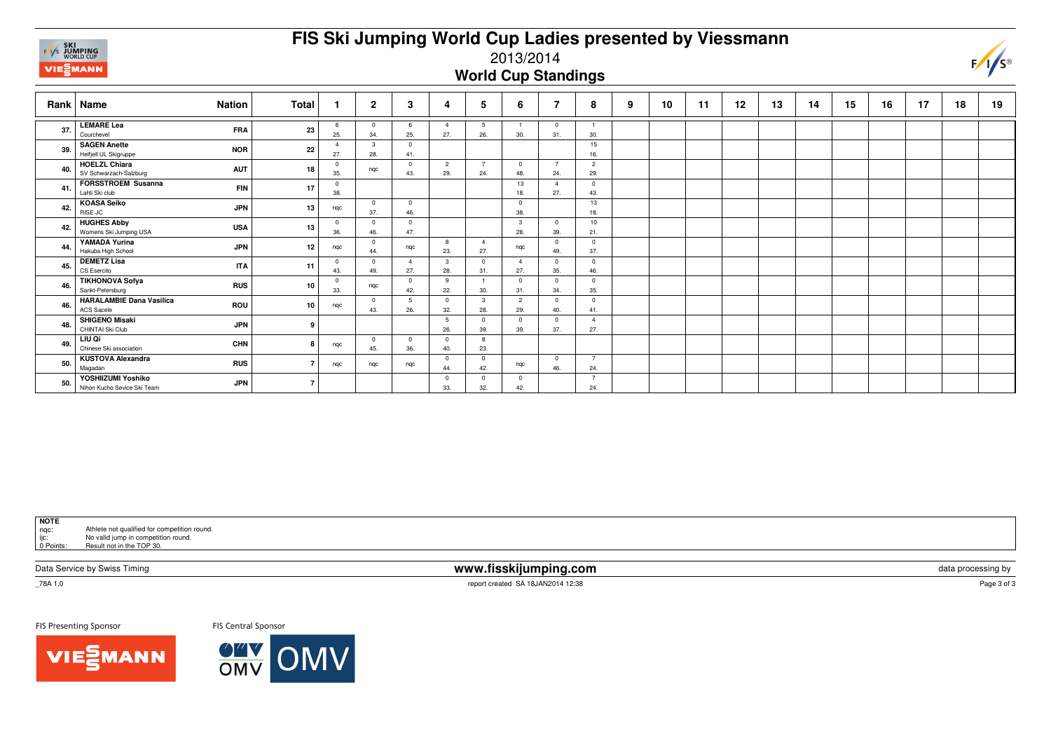# FIS Ski Jumping World Cup Ladies presented by Viessmann

2013/2014

## World Cup Standings

| Rank | Name | Nation | Total | 1 | 2 | 3 | 4 | 5 | 6 | 7 | 8 | 9 | 10 | 11 | 12 | 13 | 14 | 15 | 16 | 17 | 18 | 19 |
|---|---|---|---|---|---|---|---|---|---|---|---|---|---|---|---|---|---|---|---|---|---|---|
| 37. | LEMARE Lea<br>Courchevel | FRA | 23 | 6<br>25. | 0<br>34. | 6<br>25. | 4<br>27. | 5<br>26. | 1<br>30. | 0<br>31. | 1<br>30. | | | | | | | | | | | |
| 39. | SAGEN Anette<br>Helfjell UL Skigruppe | NOR | 22 | 4<br>27. | 3<br>28. | 0<br>41. | | | | | 15<br>16. | | | | | | | | | | | |
| 40. | HOELZL Chiara<br>SV Schwarzach-Salzburg | AUT | 18 | 0<br>35. | nqc | 0<br>43. | 2<br>29. | 7<br>24. | 0<br>48. | 7<br>24. | 2<br>29. | | | | | | | | | | | |
| 41. | FORSSTROEM Susanna<br>Lahti Ski club | FIN | 17 | 0<br>38. | | | | | 13<br>18. | 4<br>27. | 0<br>43. | | | | | | | | | | | |
| 42. | KOASA Seiko<br>RISE JC | JPN | 13 | nqc | 0<br>37. | 0<br>46. | | | 0<br>38. | | 13<br>18. | | | | | | | | | | | |
| 42. | HUGHES Abby<br>Womens Ski Jumping USA | USA | 13 | 0<br>36. | 0<br>46. | 0<br>47. | | | 3<br>28. | 0<br>39. | 10<br>21. | | | | | | | | | | | |
| 44. | YAMADA Yurina<br>Hakuba High School | JPN | 12 | nqc | 0<br>44. | nqc | 8<br>23. | 4<br>27. | nqc | 0<br>49. | 0<br>37. | | | | | | | | | | | |
| 45. | DEMETZ Lisa<br>CS Esercito | ITA | 11 | 0<br>43. | 0<br>49. | 4<br>27. | 3<br>28. | 0<br>31. | 4<br>27. | 0<br>35. | 0<br>46. | | | | | | | | | | | |
| 46. | TIKHONOVA Sofya<br>Sankt-Petersburg | RUS | 10 | 0<br>33. | nqc | 0<br>42. | 9<br>22. | 1<br>30. | 0<br>31. | 0<br>34. | 0<br>35. | | | | | | | | | | | |
| 46. | HARALAMBIE Dana Vasilica<br>ACS Sacele | ROU | 10 | nqc | 0<br>43. | 5<br>26. | 0<br>32. | 3<br>28. | 2<br>29. | 0<br>40. | 0<br>41. | | | | | | | | | | | |
| 48. | SHIGENO Misaki<br>CHINTAI Ski Club | JPN | 9 | | | | 5<br>26. | 0<br>39. | 0<br>39. | 0<br>37. | 4<br>27. | | | | | | | | | | | |
| 49. | LIU Qi<br>Chinese Ski association | CHN | 8 | nqc | 0<br>45. | 0<br>36. | 0<br>40. | 8<br>23. | | | | | | | | | | | | | | |
| 50. | KUSTOVA Alexandra<br>Magadan | RUS | 7 | nqc | nqc | nqc | 0<br>44. | 0<br>42. | nqc | 0<br>46. | 7<br>24. | | | | | | | | | | | |
| 50. | YOSHIIZUMI Yoshiko<br>Nihon Kucho Sevice Ski Team | JPN | 7 | | | | 0<br>33. | 0<br>32. | 0<br>42. | | 7<br>24. | | | | | | | | | | | |

**NOTE**

nqc: Athlete not qualified for competition round.
ijc: No valid jump in competition round.
0 Points: Result not in the TOP 30.

Data Service by Swiss Timing

www.fisskijumping.com

data processing by

_78A 1.0

report created SA 18JAN2014 12:38

FIS Presenting Sponsor

FIS Central Sponsor